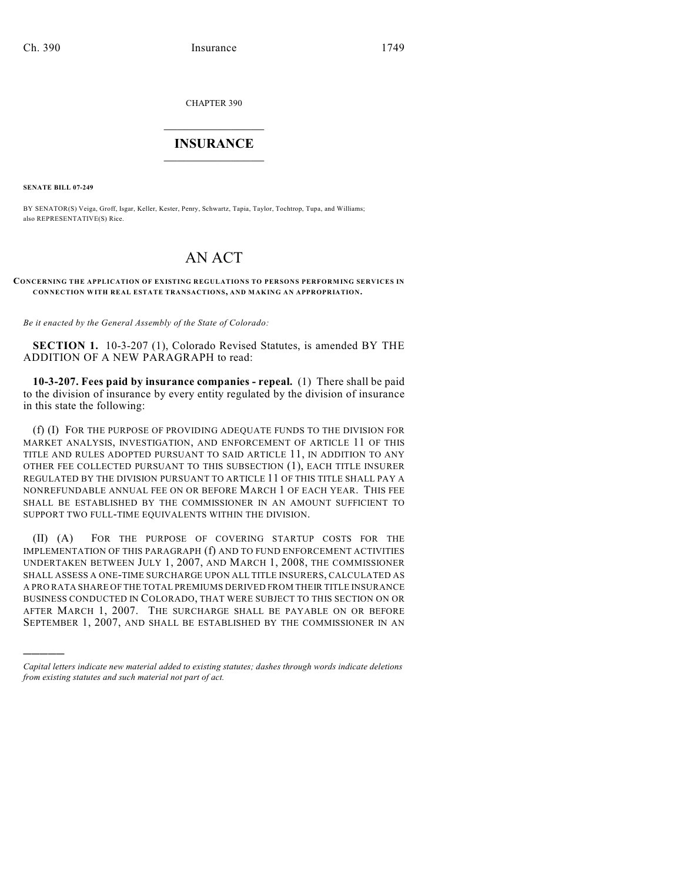CHAPTER 390

# INSURANCE

**SENATE BILL 07-249**

BY SENATOR(S) Veiga, Groff, Isgar, Keller, Kester, Penry, Schwartz, Tapia, Taylor, Tochtrop, Tupa, and Williams; also REPRESENTATIVE(S) Rice.

# AN ACT

**CONCERNING THE APPLICATION OF EXISTING REGULATIONS TO PERSONS PERFORMING SERVICES IN CONNECTION WITH REAL ESTATE TRANSACTIONS, AND MAKING AN APPROPRIATION.**

*Be it enacted by the General Assembly of the State of Colorado:*

**SECTION 1.** 10-3-207 (1), Colorado Revised Statutes, is amended BY THE ADDITION OF A NEW PARAGRAPH to read:

**10-3-207. Fees paid by insurance companies - repeal.** (1) There shall be paid to the division of insurance by every entity regulated by the division of insurance in this state the following:

(f) (I) FOR THE PURPOSE OF PROVIDING ADEQUATE FUNDS TO THE DIVISION FOR MARKET ANALYSIS, INVESTIGATION, AND ENFORCEMENT OF ARTICLE 11 OF THIS TITLE AND RULES ADOPTED PURSUANT TO SAID ARTICLE 11, IN ADDITION TO ANY OTHER FEE COLLECTED PURSUANT TO THIS SUBSECTION (1), EACH TITLE INSURER REGULATED BY THE DIVISION PURSUANT TO ARTICLE 11 OF THIS TITLE SHALL PAY A NONREFUNDABLE ANNUAL FEE ON OR BEFORE MARCH 1 OF EACH YEAR. THIS FEE SHALL BE ESTABLISHED BY THE COMMISSIONER IN AN AMOUNT SUFFICIENT TO SUPPORT TWO FULL-TIME EQUIVALENTS WITHIN THE DIVISION.

(II) (A) FOR THE PURPOSE OF COVERING STARTUP COSTS FOR THE IMPLEMENTATION OF THIS PARAGRAPH (f) AND TO FUND ENFORCEMENT ACTIVITIES UNDERTAKEN BETWEEN JULY 1, 2007, AND MARCH 1, 2008, THE COMMISSIONER SHALL ASSESS A ONE-TIME SURCHARGE UPON ALL TITLE INSURERS, CALCULATED AS A PRO RATA SHARE OF THE TOTAL PREMIUMS DERIVED FROM THEIR TITLE INSURANCE BUSINESS CONDUCTED IN COLORADO, THAT WERE SUBJECT TO THIS SECTION ON OR AFTER MARCH 1, 2007. THE SURCHARGE SHALL BE PAYABLE ON OR BEFORE SEPTEMBER 1, 2007, AND SHALL BE ESTABLISHED BY THE COMMISSIONER IN AN

*Capital letters indicate new material added to existing statutes; dashes through words indicate deletions from existing statutes and such material not part of act.*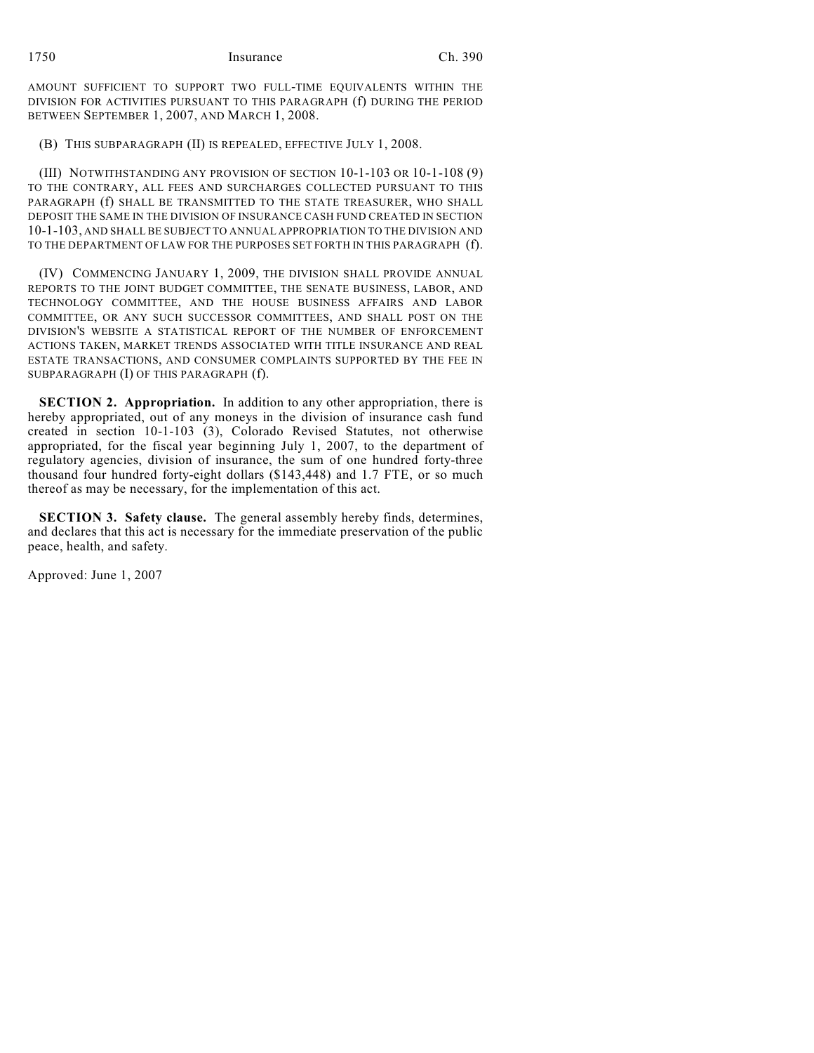AMOUNT SUFFICIENT TO SUPPORT TWO FULL-TIME EQUIVALENTS WITHIN THE DIVISION FOR ACTIVITIES PURSUANT TO THIS PARAGRAPH (f) DURING THE PERIOD BETWEEN SEPTEMBER 1, 2007, AND MARCH 1, 2008.

(B) THIS SUBPARAGRAPH (II) IS REPEALED, EFFECTIVE JULY 1, 2008.

(III) NOTWITHSTANDING ANY PROVISION OF SECTION 10-1-103 OR 10-1-108 (9) TO THE CONTRARY, ALL FEES AND SURCHARGES COLLECTED PURSUANT TO THIS PARAGRAPH (f) SHALL BE TRANSMITTED TO THE STATE TREASURER, WHO SHALL DEPOSIT THE SAME IN THE DIVISION OF INSURANCE CASH FUND CREATED IN SECTION 10-1-103, AND SHALL BE SUBJECT TO ANNUAL APPROPRIATION TO THE DIVISION AND TO THE DEPARTMENT OF LAW FOR THE PURPOSES SET FORTH IN THIS PARAGRAPH (f).

(IV) COMMENCING JANUARY 1, 2009, THE DIVISION SHALL PROVIDE ANNUAL REPORTS TO THE JOINT BUDGET COMMITTEE, THE SENATE BUSINESS, LABOR, AND TECHNOLOGY COMMITTEE, AND THE HOUSE BUSINESS AFFAIRS AND LABOR COMMITTEE, OR ANY SUCH SUCCESSOR COMMITTEES, AND SHALL POST ON THE DIVISION'S WEBSITE A STATISTICAL REPORT OF THE NUMBER OF ENFORCEMENT ACTIONS TAKEN, MARKET TRENDS ASSOCIATED WITH TITLE INSURANCE AND REAL ESTATE TRANSACTIONS, AND CONSUMER COMPLAINTS SUPPORTED BY THE FEE IN SUBPARAGRAPH (I) OF THIS PARAGRAPH (f).

**SECTION 2. Appropriation.** In addition to any other appropriation, there is hereby appropriated, out of any moneys in the division of insurance cash fund created in section 10-1-103 (3), Colorado Revised Statutes, not otherwise appropriated, for the fiscal year beginning July 1, 2007, to the department of regulatory agencies, division of insurance, the sum of one hundred forty-three thousand four hundred forty-eight dollars ($143,448) and 1.7 FTE, or so much thereof as may be necessary, for the implementation of this act.

**SECTION 3. Safety clause.** The general assembly hereby finds, determines, and declares that this act is necessary for the immediate preservation of the public peace, health, and safety.

Approved: June 1, 2007